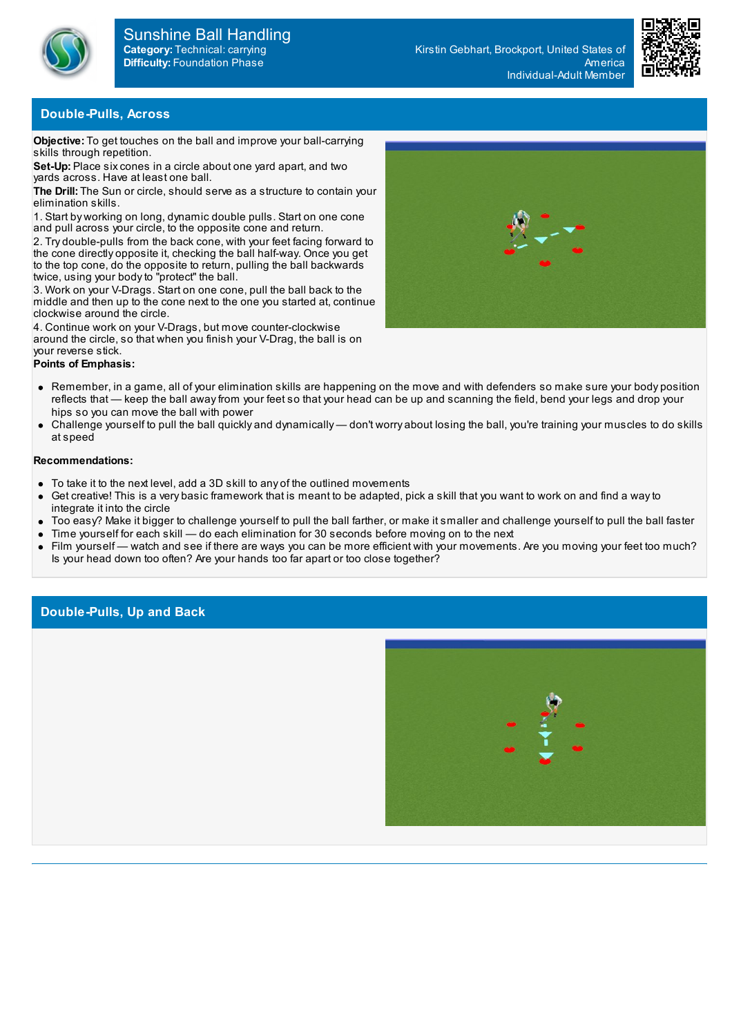# Sunshine Ball Handling

**Category:** Technical: carrying
**Difficulty:** Foundation Phase

Kirstin Gebhart, Brockport, United States of America
Individual-Adult Member

## Double-Pulls, Across

**Objective:** To get touches on the ball and improve your ball-carrying skills through repetition.
**Set-Up:** Place six cones in a circle about one yard apart, and two yards across. Have at least one ball.
**The Drill:** The Sun or circle, should serve as a structure to contain your elimination skills.
1. Start by working on long, dynamic double pulls. Start on one cone and pull across your circle, to the opposite cone and return.
2. Try double-pulls from the back cone, with your feet facing forward to the cone directly opposite it, checking the ball half-way. Once you get to the top cone, do the opposite to return, pulling the ball backwards twice, using your body to "protect" the ball.
3. Work on your V-Drags. Start on one cone, pull the ball back to the middle and then up to the cone next to the one you started at, continue clockwise around the circle.
4. Continue work on your V-Drags, but move counter-clockwise around the circle, so that when you finish your V-Drag, the ball is on your reverse stick.

**Points of Emphasis:**

- Remember, in a game, all of your elimination skills are happening on the move and with defenders so make sure your body position reflects that — keep the ball away from your feet so that your head can be up and scanning the field, bend your legs and drop your hips so you can move the ball with power
- Challenge yourself to pull the ball quickly and dynamically — don't worry about losing the ball, you're training your muscles to do skills at speed

**Recommendations:**

- To take it to the next level, add a 3D skill to any of the outlined movements
- Get creative! This is a very basic framework that is meant to be adapted, pick a skill that you want to work on and find a way to integrate it into the circle
- Too easy? Make it bigger to challenge yourself to pull the ball farther, or make it smaller and challenge yourself to pull the ball faster
- Time yourself for each skill — do each elimination for 30 seconds before moving on to the next
- Film yourself — watch and see if there are ways you can be more efficient with your movements. Are you moving your feet too much? Is your head down too often? Are your hands too far apart or too close together?

## Double-Pulls, Up and Back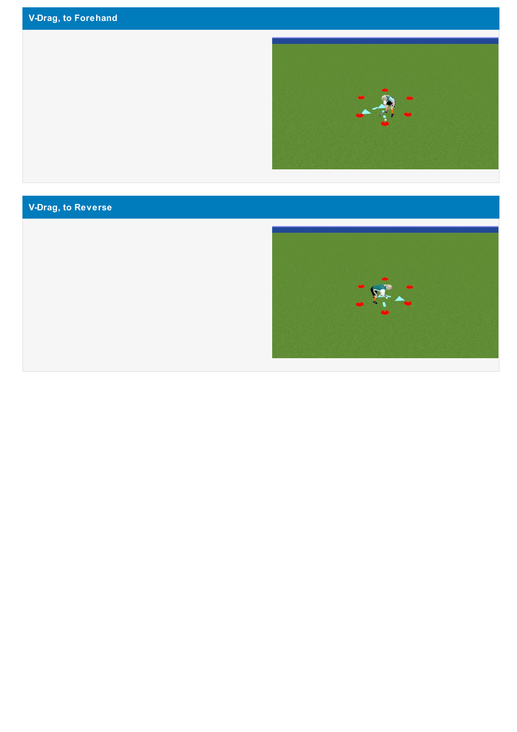## V-Drag, to Forehand

## V-Drag, to Reverse